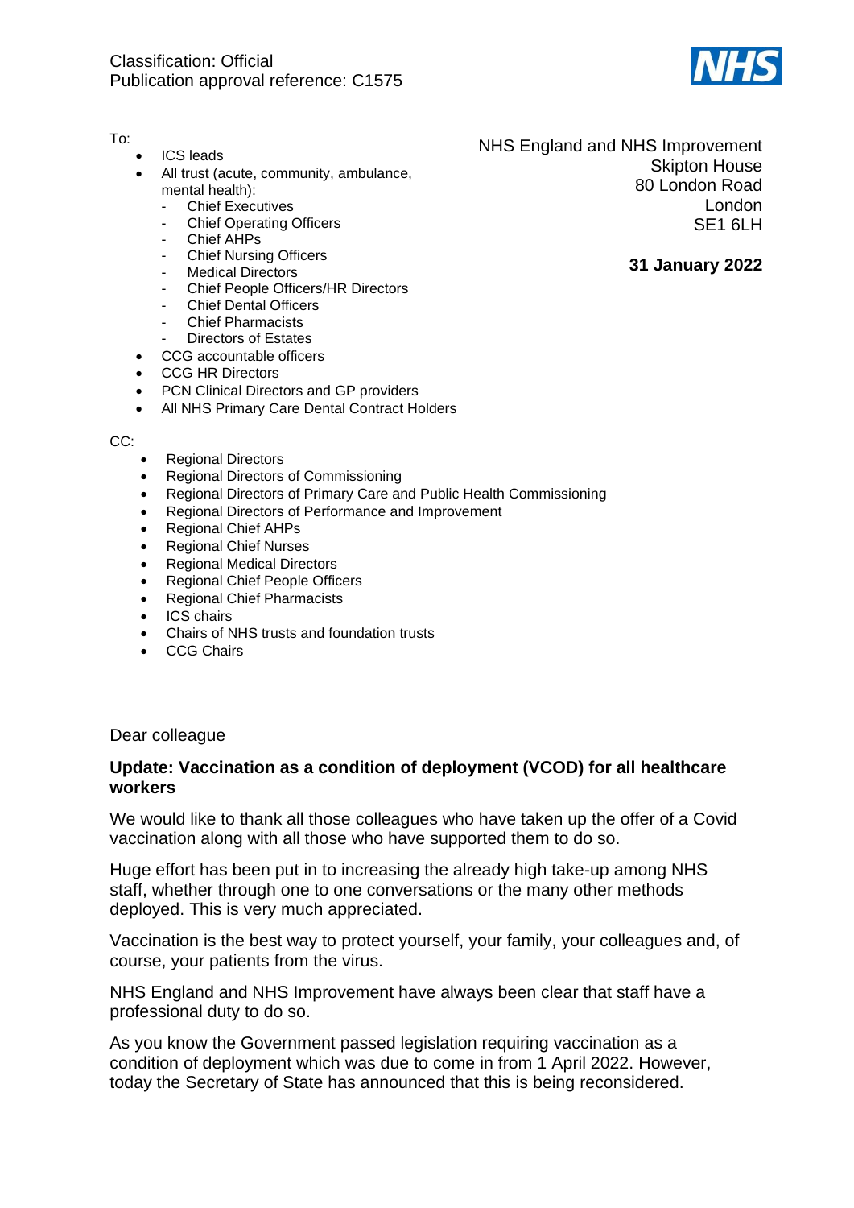Classification: Official
Publication approval reference: C1575

To:

- ICS leads
- All trust (acute, community, ambulance, mental health):
  - Chief Executives
  - Chief Operating Officers
  - Chief AHPs
  - Chief Nursing Officers
  - Medical Directors
  - Chief People Officers/HR Directors
  - Chief Dental Officers
  - Chief Pharmacists
  - Directors of Estates
- CCG accountable officers
- CCG HR Directors
- PCN Clinical Directors and GP providers
- All NHS Primary Care Dental Contract Holders

NHS England and NHS Improvement
Skipton House
80 London Road
London
SE1 6LH

**31 January 2022**

CC:

- Regional Directors
- Regional Directors of Commissioning
- Regional Directors of Primary Care and Public Health Commissioning
- Regional Directors of Performance and Improvement
- Regional Chief AHPs
- Regional Chief Nurses
- Regional Medical Directors
- Regional Chief People Officers
- Regional Chief Pharmacists
- ICS chairs
- Chairs of NHS trusts and foundation trusts
- CCG Chairs

Dear colleague

**Update: Vaccination as a condition of deployment (VCOD) for all healthcare workers**

We would like to thank all those colleagues who have taken up the offer of a Covid vaccination along with all those who have supported them to do so.

Huge effort has been put in to increasing the already high take-up among NHS staff, whether through one to one conversations or the many other methods deployed. This is very much appreciated.

Vaccination is the best way to protect yourself, your family, your colleagues and, of course, your patients from the virus.

NHS England and NHS Improvement have always been clear that staff have a professional duty to do so.

As you know the Government passed legislation requiring vaccination as a condition of deployment which was due to come in from 1 April 2022. However, today the Secretary of State has announced that this is being reconsidered.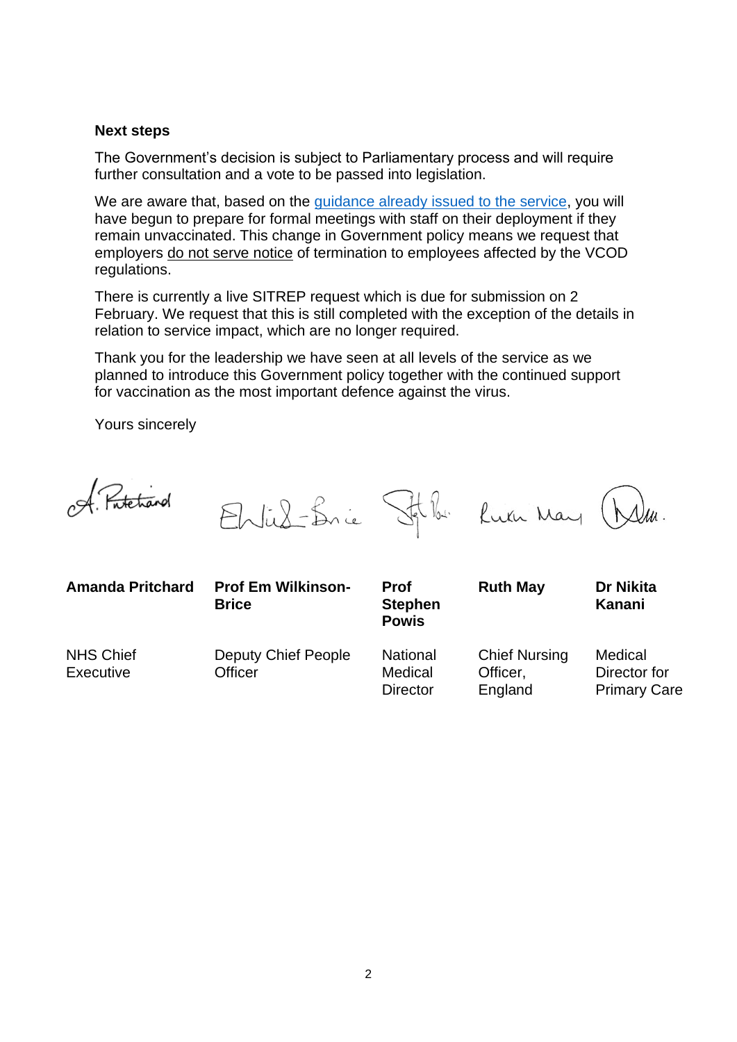**Next steps**

The Government's decision is subject to Parliamentary process and will require further consultation and a vote to be passed into legislation.

We are aware that, based on the guidance already issued to the service, you will have begun to prepare for formal meetings with staff on their deployment if they remain unvaccinated. This change in Government policy means we request that employers do not serve notice of termination to employees affected by the VCOD regulations.

There is currently a live SITREP request which is due for submission on 2 February. We request that this is still completed with the exception of the details in relation to service impact, which are no longer required.

Thank you for the leadership we have seen at all levels of the service as we planned to introduce this Government policy together with the continued support for vaccination as the most important defence against the virus.

Yours sincerely

| | | | | |
|---|---|---|---|---|
| **Amanda Pritchard** | **Prof Em Wilkinson-Brice** | **Prof Stephen Powis** | **Ruth May** | **Dr Nikita Kanani** |
| NHS Chief Executive | Deputy Chief People Officer | National Medical Director | Chief Nursing Officer, England | Medical Director for Primary Care |